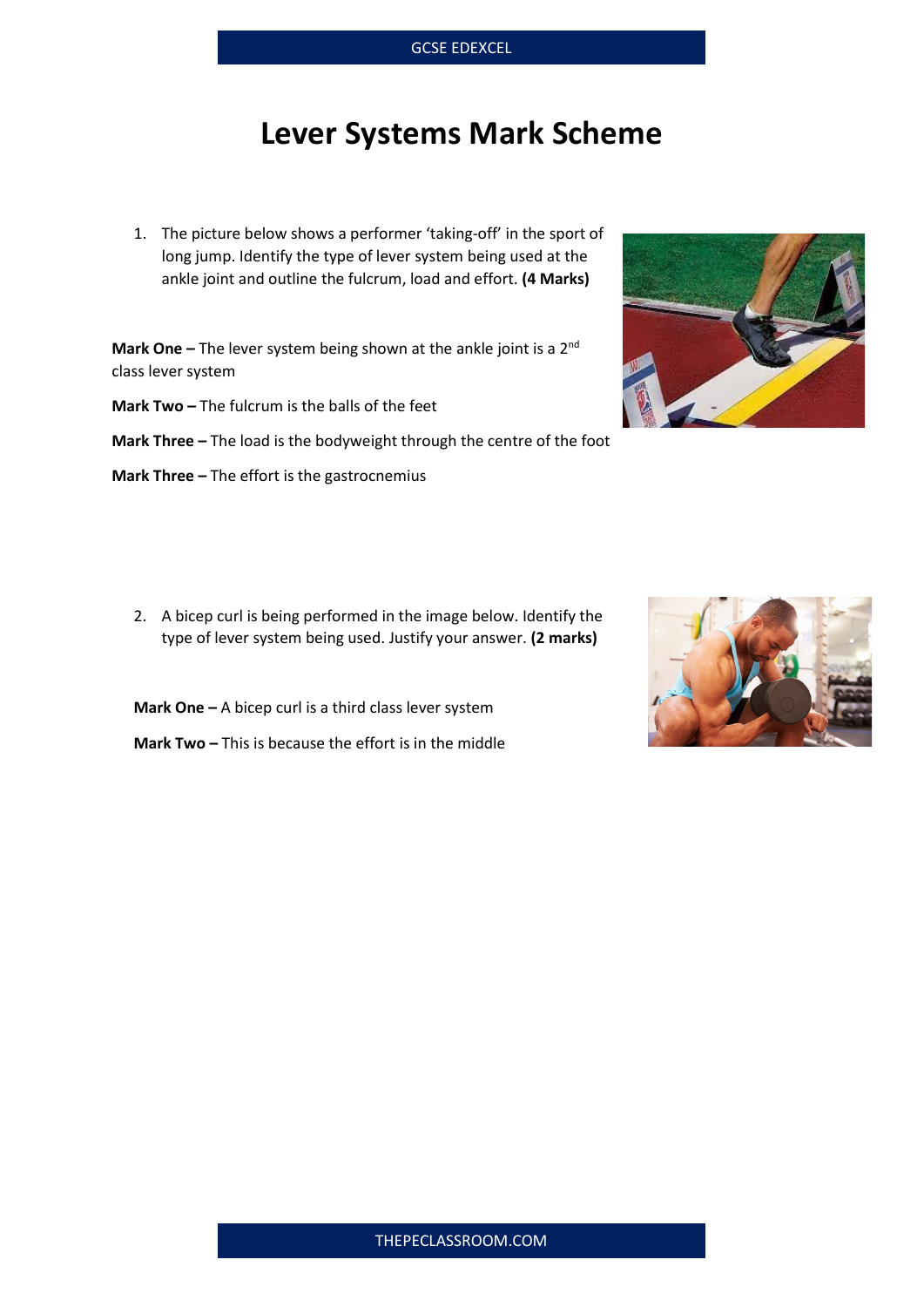# Lever Systems Mark Scheme

1. The picture below shows a performer 'taking-off' in the sport of long jump. Identify the type of lever system being used at the ankle joint and outline the fulcrum, load and effort. **(4 Marks)**

**Mark One –** The lever system being shown at the ankle joint is a 2nd class lever system

**Mark Two –** The fulcrum is the balls of the feet

**Mark Three –** The load is the bodyweight through the centre of the foot

**Mark Three –** The effort is the gastrocnemius

2. A bicep curl is being performed in the image below. Identify the type of lever system being used. Justify your answer. **(2 marks)**

**Mark One –** A bicep curl is a third class lever system

**Mark Two –** This is because the effort is in the middle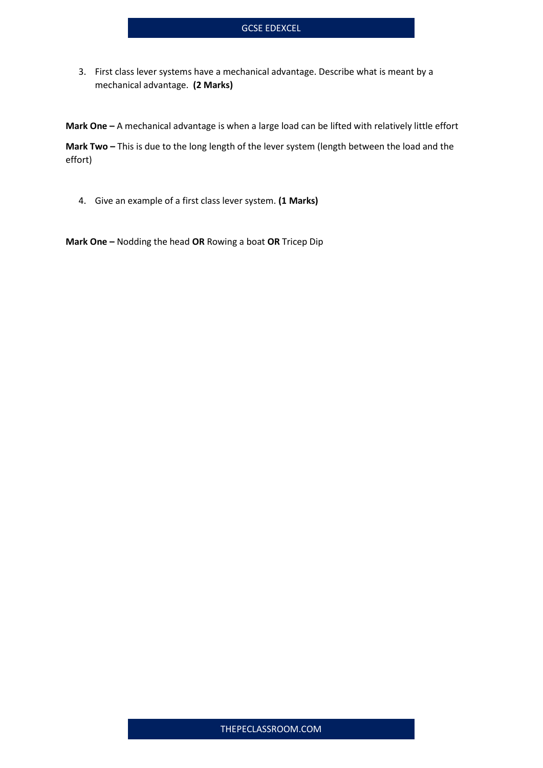3. First class lever systems have a mechanical advantage. Describe what is meant by a mechanical advantage. **(2 Marks)**

**Mark One –** A mechanical advantage is when a large load can be lifted with relatively little effort

**Mark Two –** This is due to the long length of the lever system (length between the load and the effort)

4. Give an example of a first class lever system. **(1 Marks)**

**Mark One –** Nodding the head **OR** Rowing a boat **OR** Tricep Dip